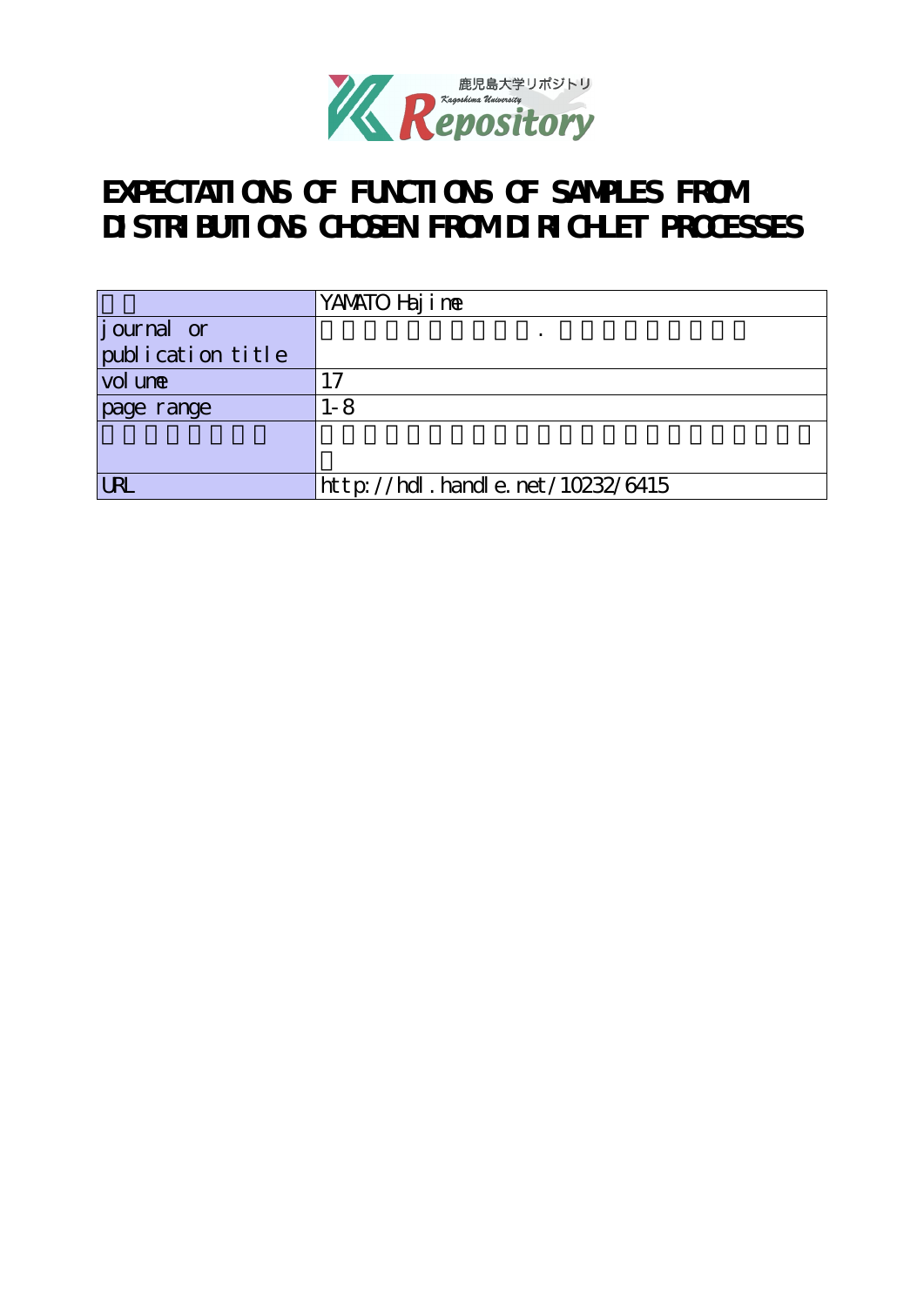# EXPECTATIONS OF FUNCTIONS OF SAMPLES FROM DISTRIBUTIONS CHOSEN FROM DIRICHLET PROCESSES

| | |
|---|---|
| | YAMATO Hajime |
| journal or publication title | |
| volume | 17 |
| page range | 1-8 |
| | |
| URL | http://hdl.handle.net/10232/6415 |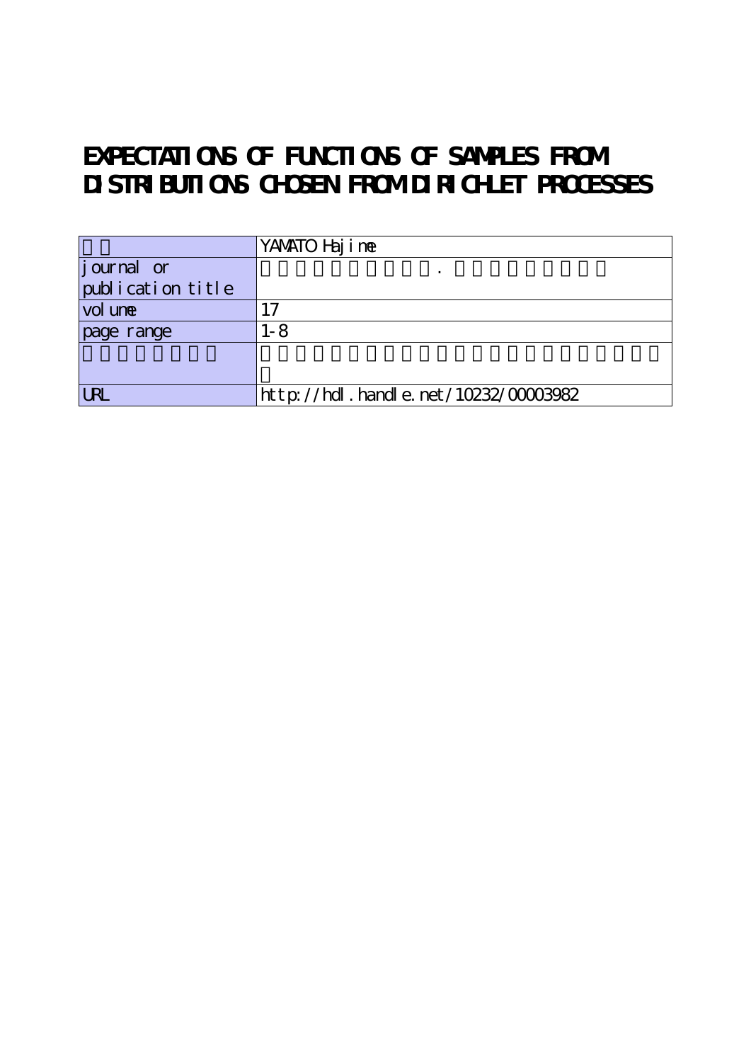# EXPECTATIONS OF FUNCTIONS OF SAMPLES FROM DISTRIBUTIONS CHOSEN FROM DIRICHLET PROCESSES

| | YAMATO Hajime |
|---|---|
| journal or publication title | |
| volume | 17 |
| page range | 1-8 |
| | |
| URL | http://hdl.handle.net/10232/00003982 |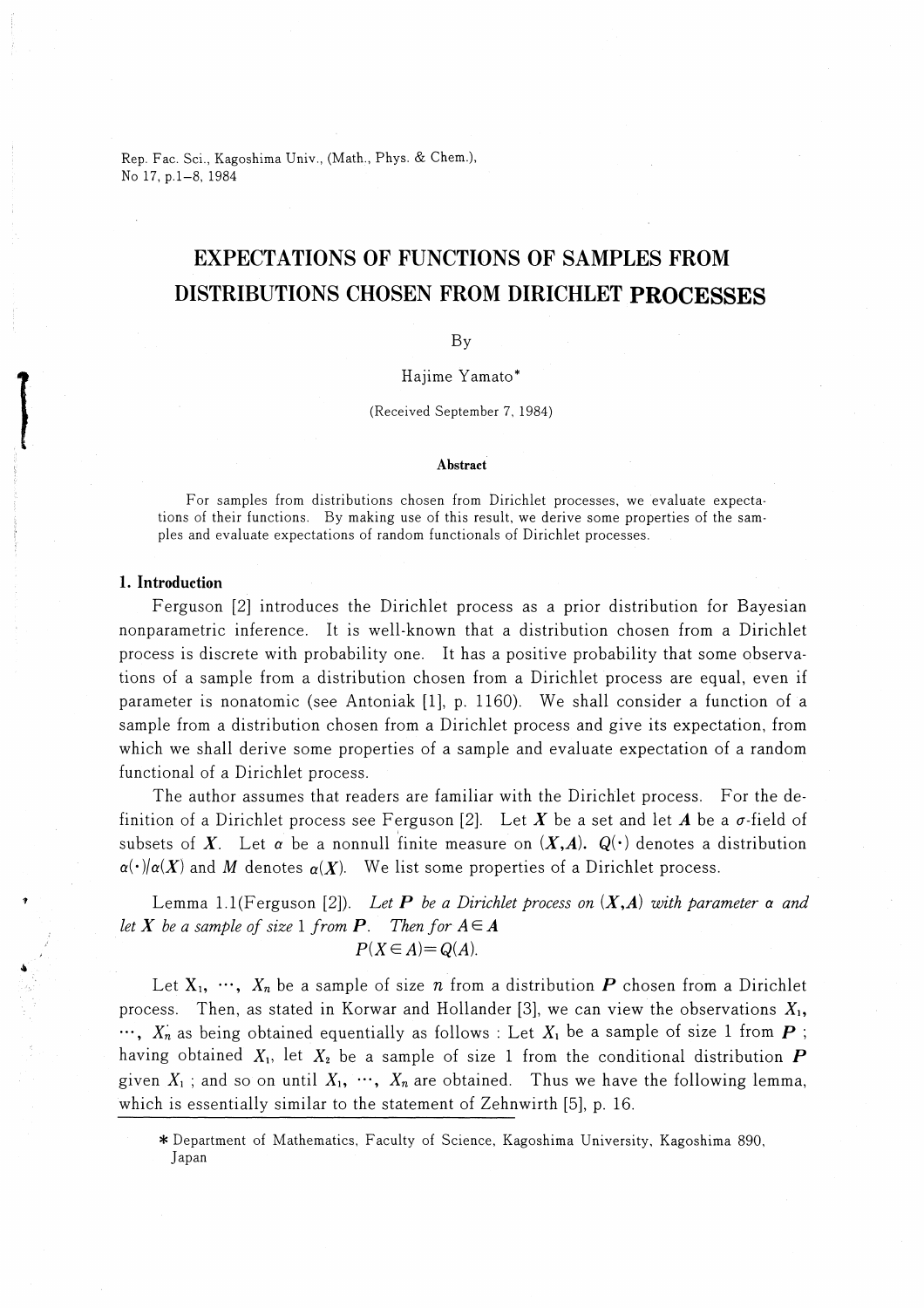Rep. Fac. Sci., Kagoshima Univ., (Math., Phys. & Chem.), No 17, p.1–8, 1984

# EXPECTATIONS OF FUNCTIONS OF SAMPLES FROM DISTRIBUTIONS CHOSEN FROM DIRICHLET PROCESSES

By

Hajime Yamato*

(Received September 7, 1984)

**Abstract**

For samples from distributions chosen from Dirichlet processes, we evaluate expectations of their functions. By making use of this result, we derive some properties of the samples and evaluate expectations of random functionals of Dirichlet processes.

## 1. Introduction

Ferguson [2] introduces the Dirichlet process as a prior distribution for Bayesian nonparametric inference. It is well-known that a distribution chosen from a Dirichlet process is discrete with probability one. It has a positive probability that some observations of a sample from a distribution chosen from a Dirichlet process are equal, even if parameter is nonatomic (see Antoniak [1], p. 1160). We shall consider a function of a sample from a distribution chosen from a Dirichlet process and give its expectation, from which we shall derive some properties of a sample and evaluate expectation of a random functional of a Dirichlet process.

The author assumes that readers are familiar with the Dirichlet process. For the definition of a Dirichlet process see Ferguson [2]. Let $\boldsymbol{X}$ be a set and let $\boldsymbol{A}$ be a $\sigma$-field of subsets of $\boldsymbol{X}$. Let $\alpha$ be a nonnull finite measure on $(\boldsymbol{X},\boldsymbol{A})$. $Q(\cdot)$ denotes a distribution $\alpha(\cdot)/\alpha(\boldsymbol{X})$ and $M$ denotes $\alpha(\boldsymbol{X})$. We list some properties of a Dirichlet process.

Lemma 1.1(Ferguson [2]). *Let $\boldsymbol{P}$ be a Dirichlet process on $(\boldsymbol{X},\boldsymbol{A})$ with parameter $\alpha$ and let $X$ be a sample of size 1 from $\boldsymbol{P}$. Then for $A \in \boldsymbol{A}$*

$$P(X \in A) = Q(A).$$

Let $X_1, \cdots, X_n$ be a sample of size $n$ from a distribution $\boldsymbol{P}$ chosen from a Dirichlet process. Then, as stated in Korwar and Hollander [3], we can view the observations $X_1, \cdots, X_n$ as being obtained equentially as follows : Let $X_1$ be a sample of size 1 from $\boldsymbol{P}$ ; having obtained $X_1$, let $X_2$ be a sample of size 1 from the conditional distribution $\boldsymbol{P}$ given $X_1$ ; and so on until $X_1, \cdots, X_n$ are obtained. Thus we have the following lemma, which is essentially similar to the statement of Zehnwirth [5], p. 16.

\* Department of Mathematics, Faculty of Science, Kagoshima University, Kagoshima 890, Japan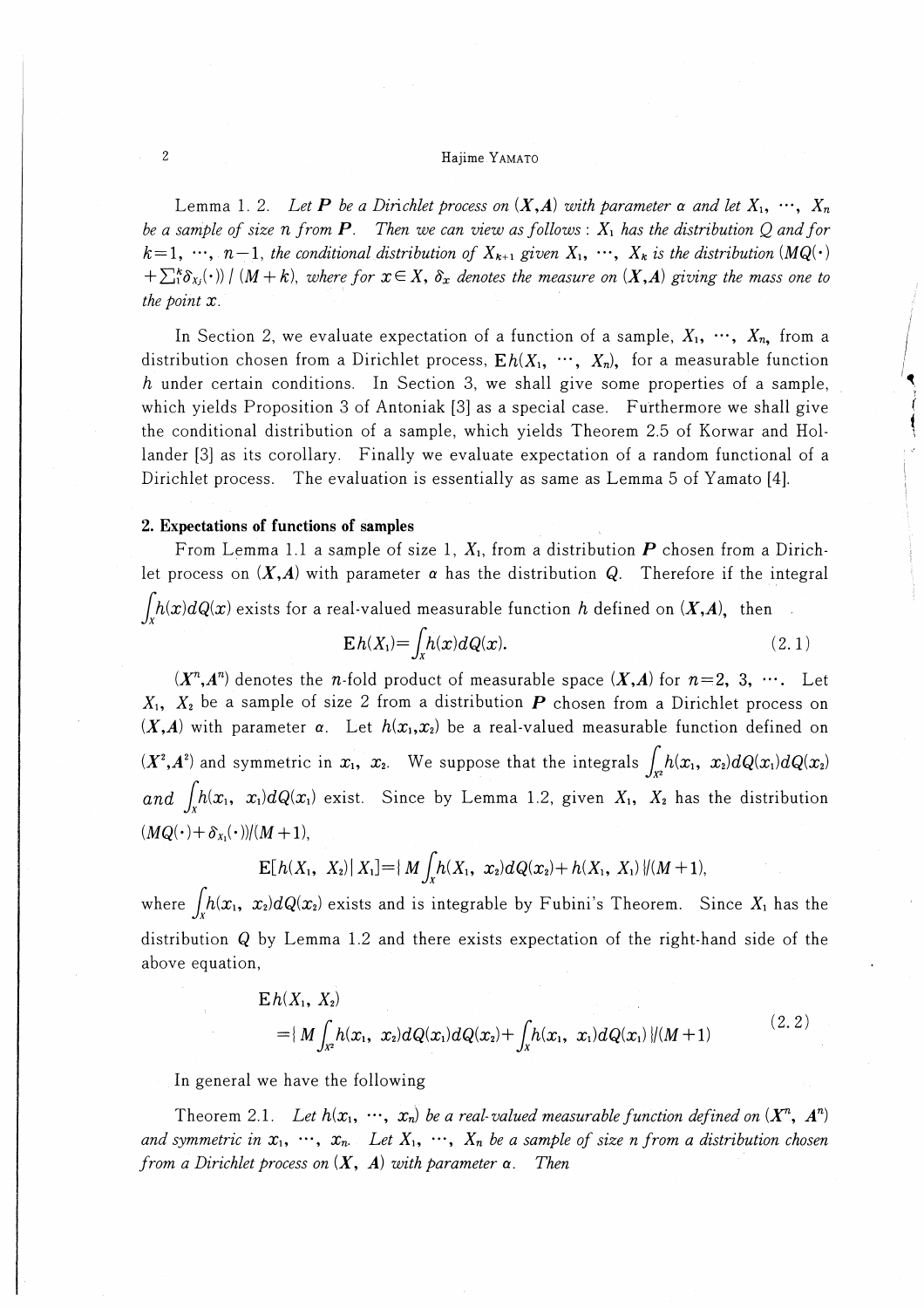Lemma 1. 2. *Let $\boldsymbol{P}$ be a Dirichlet process on $(\boldsymbol{X},\boldsymbol{A})$ with parameter $\alpha$ and let $X_1, \cdots, X_n$ be a sample of size $n$ from $\boldsymbol{P}$. Then we can view as follows : $X_1$ has the distribution $Q$ and for $k=1, \cdots, n-1$, the conditional distribution of $X_{k+1}$ given $X_1, \cdots, X_k$ is the distribution $(MQ(\cdot)+\sum_1^k \delta_{X_j}(\cdot))\,/\,(M+k)$, where for $x \in X$, $\delta_x$ denotes the measure on $(\boldsymbol{X},\boldsymbol{A})$ giving the mass one to the point $x$.*

In Section 2, we evaluate expectation of a function of a sample, $X_1, \cdots, X_n$, from a distribution chosen from a Dirichlet process, $\mathrm{E}h(X_1, \cdots, X_n)$, for a measurable function $h$ under certain conditions. In Section 3, we shall give some properties of a sample, which yields Proposition 3 of Antoniak [3] as a special case. Furthermore we shall give the conditional distribution of a sample, which yields Theorem 2.5 of Korwar and Hollander [3] as its corollary. Finally we evaluate expectation of a random functional of a Dirichlet process. The evaluation is essentially as same as Lemma 5 of Yamato [4].

## 2. Expectations of functions of samples

From Lemma 1.1 a sample of size 1, $X_1$, from a distribution $\boldsymbol{P}$ chosen from a Dirichlet process on $(\boldsymbol{X},\boldsymbol{A})$ with parameter $\alpha$ has the distribution $Q$. Therefore if the integral $\int_X h(x)dQ(x)$ exists for a real-valued measurable function $h$ defined on $(\boldsymbol{X},\boldsymbol{A})$, then

$$\mathrm{E}h(X_1)=\int_X h(x)dQ(x). \tag{2.1}$$

$(\boldsymbol{X}^n,\boldsymbol{A}^n)$ denotes the $n$-fold product of measurable space $(\boldsymbol{X},\boldsymbol{A})$ for $n=2, 3, \cdots$. Let $X_1$, $X_2$ be a sample of size 2 from a distribution $\boldsymbol{P}$ chosen from a Dirichlet process on $(\boldsymbol{X},\boldsymbol{A})$ with parameter $\alpha$. Let $h(x_1,x_2)$ be a real-valued measurable function defined on $(\boldsymbol{X}^2,\boldsymbol{A}^2)$ and symmetric in $x_1$, $x_2$. We suppose that the integrals $\int_{X^2} h(x_1, x_2)dQ(x_1)dQ(x_2)$ and $\int_X h(x_1, x_1)dQ(x_1)$ exist. Since by Lemma 1.2, given $X_1$, $X_2$ has the distribution $(MQ(\cdot)+\delta_{X_1}(\cdot))/(M+1)$,

$$\mathrm{E}[h(X_1, X_2)\,|\,X_1]=\{M\int_X h(X_1, x_2)dQ(x_2)+h(X_1, X_1)\}/(M+1),$$

where $\int_X h(x_1, x_2)dQ(x_2)$ exists and is integrable by Fubini's Theorem. Since $X_1$ has the distribution $Q$ by Lemma 1.2 and there exists expectation of the right-hand side of the above equation,

$$\begin{aligned}&\mathrm{E}h(X_1, X_2)\\ &=\{M\int_{X^2} h(x_1, x_2)dQ(x_1)dQ(x_2)+\int_X h(x_1, x_1)dQ(x_1)\}/(M+1)\end{aligned} \tag{2.2}$$

In general we have the following

Theorem 2.1. *Let $h(x_1, \cdots, x_n)$ be a real-valued measurable function defined on $(\boldsymbol{X}^n, \boldsymbol{A}^n)$ and symmetric in $x_1, \cdots, x_n$. Let $X_1, \cdots, X_n$ be a sample of size $n$ from a distribution chosen from a Dirichlet process on $(\boldsymbol{X}, \boldsymbol{A})$ with parameter $\alpha$. Then*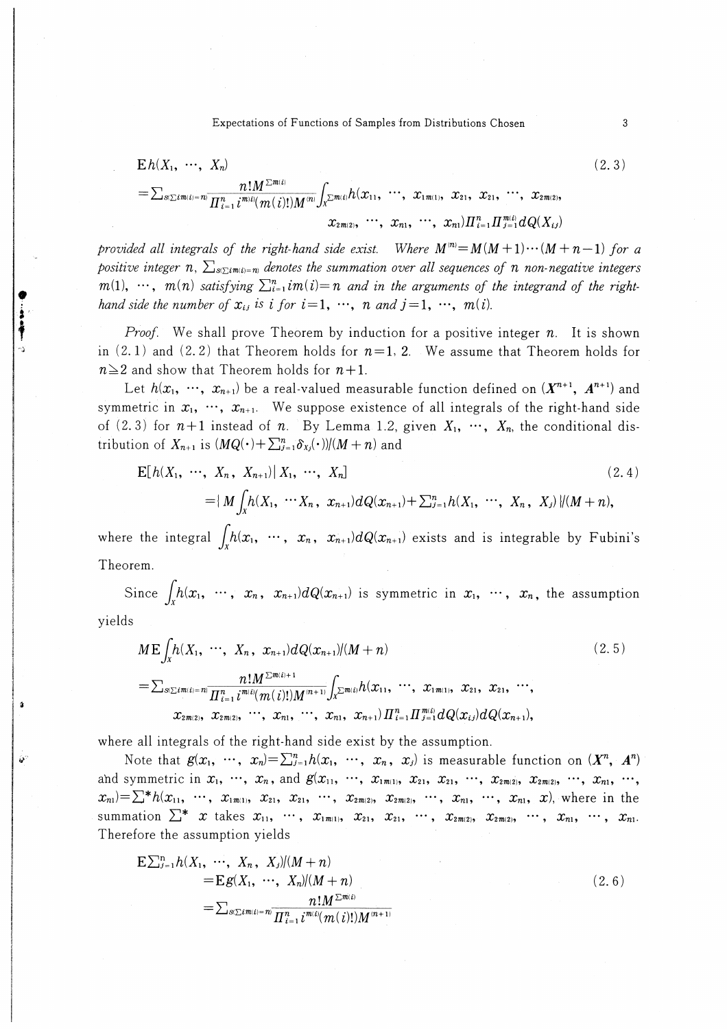$$\mathrm{E}h(X_1, \cdots, X_n) \tag{2.3}$$

$$= \sum_{S(\sum im(i)=n)} \frac{n!M^{\sum m(i)}}{\Pi_{i=1}^n i^{m(i)}(m(i)!)M^{(n)}} \int_{X^{\sum m(i)}} h(x_{11}, \cdots, x_{1m(1)}, x_{21}, x_{21}, \cdots, x_{2m(2)},$$
$$x_{2m(2)}, \cdots, x_{n1}, \cdots, x_{n1}) \Pi_{i=1}^n \Pi_{j=1}^{m(i)} dQ(X_{ij})$$

*provided all integrals of the right-hand side exist. Where $M^{(n)} = M(M+1)\cdots(M+n-1)$ for a positive integer $n$, $\sum_{S(\sum im(i)=n)}$ denotes the summation over all sequences of $n$ non-negative integers $m(1), \cdots, m(n)$ satisfying $\sum_{i=1}^n im(i) = n$ and in the arguments of the integrand of the right-hand side the number of $x_{ij}$ is $i$ for $i=1, \cdots, n$ and $j=1, \cdots, m(i)$.*

*Proof.* We shall prove Theorem by induction for a positive integer $n$. It is shown in (2.1) and (2.2) that Theorem holds for $n=1, 2$. We assume that Theorem holds for $n \geqq 2$ and show that Theorem holds for $n+1$.

Let $h(x_1, \cdots, x_{n+1})$ be a real-valued measurable function defined on $(\boldsymbol{X}^{n+1}, \boldsymbol{A}^{n+1})$ and symmetric in $x_1, \cdots, x_{n+1}$. We suppose existence of all integrals of the right-hand side of (2.3) for $n+1$ instead of $n$. By Lemma 1.2, given $X_1, \cdots, X_n$, the conditional distribution of $X_{n+1}$ is $(MQ(\cdot) + \sum_{j=1}^n \delta_{X_j}(\cdot))/(M+n)$ and

$$\mathrm{E}[h(X_1, \cdots, X_n, X_{n+1}) | X_1, \cdots, X_n] \tag{2.4}$$

$$= \{ M \int_X h(X_1, \cdots X_n, x_{n+1}) dQ(x_{n+1}) + \sum_{j=1}^n h(X_1, \cdots, X_n, X_j) \} / (M+n),$$

where the integral $\int_X h(x_1, \cdots, x_n, x_{n+1}) dQ(x_{n+1})$ exists and is integrable by Fubini's Theorem.

Since $\int_X h(x_1, \cdots, x_n, x_{n+1}) dQ(x_{n+1})$ is symmetric in $x_1, \cdots, x_n$, the assumption yields

$$M\mathrm{E} \int_X h(X_1, \cdots, X_n, x_{n+1}) dQ(x_{n+1}) / (M+n) \tag{2.5}$$

$$= \sum_{S(\sum im(i)=n)} \frac{n!M^{\sum m(i)+1}}{\Pi_{i=1}^n i^{m(i)}(m(i)!)M^{(n+1)}} \int_{X^{\sum m(i)}} h(x_{11}, \cdots, x_{1m(1)}, x_{21}, x_{21}, \cdots,$$
$$x_{2m(2)}, x_{2m(2)}, \cdots, x_{n1}, \cdots, x_{n1}, x_{n+1}) \Pi_{i=1}^n \Pi_{j=1}^{m(i)} dQ(x_{ij}) dQ(x_{n+1}),$$

where all integrals of the right-hand side exist by the assumption.

Note that $g(x_1, \cdots, x_n) = \sum_{j=1}^n h(x_1, \cdots, x_n, x_j)$ is measurable function on $(\boldsymbol{X}^n, \boldsymbol{A}^n)$ and symmetric in $x_1, \cdots, x_n$, and $g(x_{11}, \cdots, x_{1m(1)}, x_{21}, x_{21}, \cdots, x_{2m(2)}, x_{2m(2)}, \cdots, x_{n1}, \cdots, x_{n1}) = \sum^* h(x_{11}, \cdots, x_{1m(1)}, x_{21}, x_{21}, \cdots, x_{2m(2)}, x_{2m(2)}, \cdots, x_{n1}, \cdots, x_{n1}, x)$, where in the summation $\sum^*$ $x$ takes $x_{11}, \cdots, x_{1m(1)}, x_{21}, x_{21}, \cdots, x_{2m(2)}, x_{2m(2)}, \cdots, x_{n1}, \cdots, x_{n1}$. Therefore the assumption yields

$$\mathrm{E}\sum_{j=1}^n h(X_1, \cdots, X_n, X_j)/(M+n)$$
$$= \mathrm{E}g(X_1, \cdots, X_n)/(M+n) \tag{2.6}$$
$$= \sum_{S(\sum im(i)=n)} \frac{n!M^{\sum m(i)}}{\Pi_{i=1}^n i^{m(i)}(m(i)!)M^{(n+1)}}$$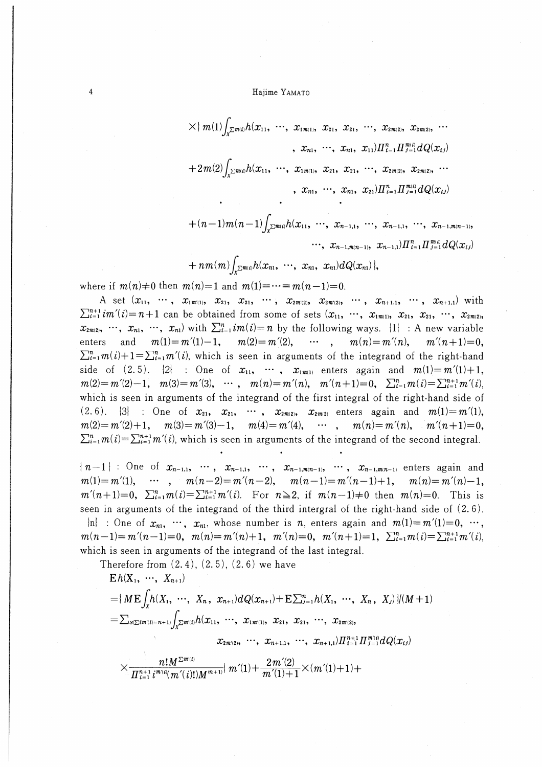$$\times\{\, m(1)\int_{X^{\Sigma m(i)}} h(x_{11}, \cdots, x_{1m(1)}, x_{21}, x_{21}, \cdots, x_{2m(2)}, x_{2m(2)}, \cdots , x_{n1}, \cdots, x_{n1}, x_{11}) \Pi_{i=1}^{n} \Pi_{j=1}^{m(i)} dQ(x_{ij})$$

$$+2m(2)\int_{X^{\Sigma m(i)}} h(x_{11}, \cdots, x_{1m(1)}, x_{21}, x_{21}, \cdots, x_{2m(2)}, x_{2m(2)}, \cdots , x_{n1}, \cdots, x_{n1}, x_{21}) \Pi_{i=1}^{n} \Pi_{j=1}^{m(i)} dQ(x_{ij})$$

$$\cdot \qquad \cdot \qquad \cdot$$

$$+(n-1)m(n-1)\int_{X^{\Sigma m(i)}} h(x_{11}, \cdots, x_{n-1,1}, \cdots, x_{n-1,1}, \cdots, x_{n-1,m(n-1)}, \cdots, x_{n-1,m(n-1)}, x_{n-1,1}) \Pi_{i=1}^{n} \Pi_{j=1}^{m(i)} dQ(x_{ij})$$

$$+ nm(m)\int_{X^{\Sigma m(i)}} h(x_{n1}, \cdots, x_{n1}, x_{n1}) dQ(x_{n1})\,\},$$

where if $m(n) \neq 0$ then $m(n)=1$ and $m(1)=\cdots=m(n-1)=0$.

A set $(x_{11}, \cdots, x_{1m'(1)}, x_{21}, x_{21}, \cdots, x_{2m'(2)}, x_{2m'(2)}, \cdots, x_{n+1,1}, \cdots, x_{n+1,1})$ with $\sum_{i=1}^{n+1} im'(i)=n+1$ can be obtained from some of sets $(x_{11}, \cdots, x_{1m(1)}, x_{21}, x_{21}, \cdots, x_{2m(2)}, x_{2m(2)}, \cdots, x_{n1}, \cdots, x_{n1})$ with $\sum_{i=1}^{n} im(i)=n$ by the following ways. {1} : A new variable enters and $m(1)=m'(1)-1$, $m(2)=m'(2)$, $\cdots$ , $m(n)=m'(n)$, $m'(n+1)=0$, $\sum_{i=1}^{n} m(i)+1=\sum_{i=1}^{n} m'(i)$, which is seen in arguments of the integrand of the right-hand side of (2.5). {2} : One of $x_{11}, \cdots, x_{1m(1)}$ enters again and $m(1)=m'(1)+1$, $m(2)=m'(2)-1$, $m(3)=m'(3)$, $\cdots$ , $m(n)=m'(n)$, $m'(n+1)=0$, $\sum_{i=1}^{n} m(i)=\sum_{i=1}^{n+1} m'(i)$, which is seen in arguments of the integrand of the first integral of the right-hand side of (2.6). {3} : One of $x_{21}, x_{21}, \cdots, x_{2m(2)}, x_{2m(2)}$ enters again and $m(1)=m'(1)$, $m(2)=m'(2)+1$, $m(3)=m'(3)-1$, $m(4)=m'(4)$, $\cdots$ , $m(n)=m'(n)$, $m'(n+1)=0$, $\sum_{i=1}^{n} m(i)=\sum_{i=1}^{n+1} m'(i)$, which is seen in arguments of the integrand of the second integral.

$$\cdot \qquad \cdot \qquad \cdot$$

{$n-1$} : One of $x_{n-1,1}, \cdots, x_{n-1,1}, \cdots, x_{n-1,m(n-1)}, \cdots, x_{n-1,m(n-1)}$ enters again and $m(1)=m'(1)$, $\cdots$ , $m(n-2)=m'(n-2)$, $m(n-1)=m'(n-1)+1$, $m(n)=m'(n)-1$, $m'(n+1)=0$, $\sum_{i=1}^{n} m(i)=\sum_{i=1}^{n+1} m'(i)$. For $n \geqq 2$, if $m(n-1) \neq 0$ then $m(n)=0$. This is seen in arguments of the integrand of the third intergral of the right-hand side of (2.6).

{n} : One of $x_{n1}, \cdots, x_{n1}$, whose number is $n$, enters again and $m(1)=m'(1)=0$, $\cdots$, $m(n-1)=m'(n-1)=0$, $m(n)=m'(n)+1$, $m'(n)=0$, $m'(n+1)=1$, $\sum_{i=1}^{n} m(i)=\sum_{i=1}^{n+1} m'(i)$, which is seen in arguments of the integrand of the last integral.

Therefore from (2.4), (2.5), (2.6) we have

$$\mathrm{E}h(X_1, \cdots, X_{n+1})$$

$$=\{\, M\mathrm{E}\int_X h(X_1, \cdots, X_n, x_{n+1}) dQ(x_{n+1}) + \mathrm{E}\sum_{j=1}^{n} h(X_1, \cdots, X_n, X_j)\,\}/(M+1)$$

$$=\sum_{S(\Sigma im'(i)=n+1)} \int_{X^{\Sigma m'(i)}} h(x_{11}, \cdots, x_{1m'(1)}, x_{21}, x_{21}, \cdots, x_{2m'(2)}, x_{2m'(2)}, \cdots, x_{n+1,1}, \cdots, x_{n+1,1}) \Pi_{i=1}^{n+1} \Pi_{j=1}^{m'(i)} dQ(x_{ij})$$

$$\times \frac{n!M^{\Sigma m'(i)}}{\Pi_{i=1}^{n+1} i^{m'(i)}(m'(i)!)M^{(n+1)}} \{\, m'(1) + \frac{2m'(2)}{m'(1)+1} \times (m'(1)+1) +$$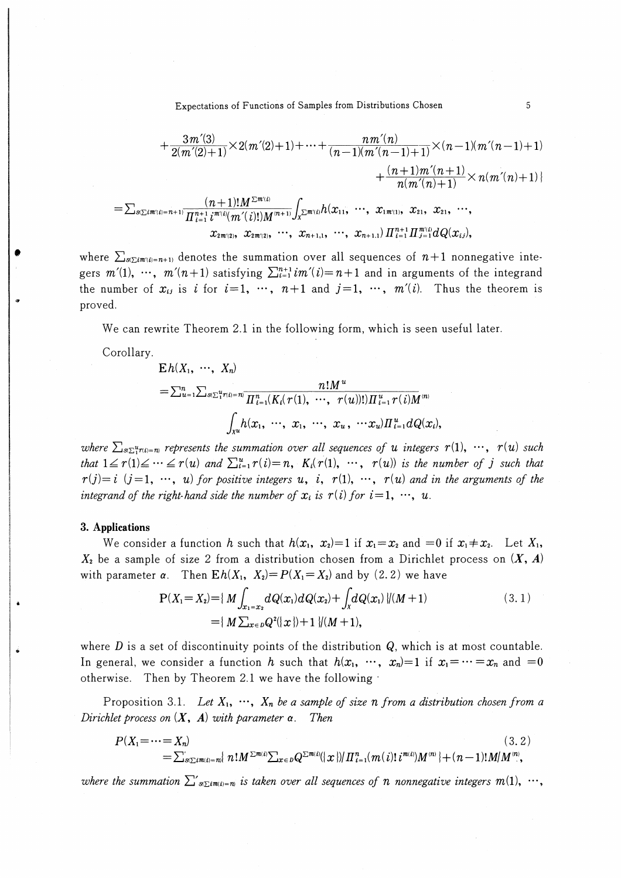$$+\frac{3m'(3)}{2(m'(2)+1)}\times 2(m'(2)+1)+\cdots+\frac{nm'(n)}{(n-1)(m'(n-1)+1)}\times(n-1)(m'(n-1)+1)$$

$$+\frac{(n+1)m'(n+1)}{n(m'(n)+1)}\times n(m'(n)+1)\}$$

$$=\sum_{S(\Sigma im'(i)=n+1)}\frac{(n+1)!M^{\Sigma m'(i)}}{\Pi_{i=1}^{n+1} i^{m'(i)}(m'(i)!)M^{(n+1)}}\int_{X^{\Sigma m'(i)}}h(x_{11},\ \cdots,\ x_{1m'(1)},\ x_{21},\ x_{21},\ \cdots,$$

$$x_{2m'(2)},\ x_{2m'(2)},\ \cdots,\ x_{n+1,1},\ \cdots,\ x_{n+1,1})\,\Pi_{i=1}^{n+1}\Pi_{j=1}^{m'(i)}dQ(x_{ij}),$$

where $\sum_{S(\Sigma im'(i)=n+1)}$ denotes the summation over all sequences of $n+1$ nonnegative integers $m'(1),\ \cdots,\ m'(n+1)$ satisfying $\sum_{i=1}^{n+1} im'(i)=n+1$ and in arguments of the integrand the number of $x_{ij}$ is $i$ for $i=1,\ \cdots,\ n+1$ and $j=1,\ \cdots,\ m'(i)$. Thus the theorem is proved.

We can rewrite Theorem 2.1 in the following form, which is seen useful later.

Corollary.

$$\mathrm{E}h(X_1,\ \cdots,\ X_n)$$

$$=\sum_{u=1}^{n}\sum_{S(\Sigma_1^u r(i)=n)}\frac{n!M^u}{\Pi_{i=1}^{n}(K_i(r(1),\ \cdots,\ r(u))!)\Pi_{i=1}^{u} r(i)M^{(n)}}$$

$$\int_{X^u}h(x_1,\ \cdots,\ x_1,\ \cdots,\ x_u,\ \cdots x_u)\Pi_{i=1}^{u}dQ(x_i),$$

*where $\sum_{S(\Sigma_1^u r(i)=n)}$ represents the summation over all sequences of $u$ integers $r(1),\ \cdots,\ r(u)$ such that $1\leq r(1)\leq\cdots\leq r(u)$ and $\sum_{i=1}^{u} r(i)=n$, $K_i(r(1),\ \cdots,\ r(u))$ is the number of $j$ such that $r(j)=i$ $(j=1,\ \cdots,\ u)$ for positive integers $u,\ i,\ r(1),\ \cdots,\ r(u)$ and in the arguments of the integrand of the right-hand side the number of $x_i$ is $r(i)$ for $i=1,\ \cdots,\ u$.*

## 3. Applications

We consider a function $h$ such that $h(x_1,\ x_2)=1$ if $x_1=x_2$ and $=0$ if $x_1\neq x_2$. Let $X_1$, $X_2$ be a sample of size 2 from a distribution chosen from a Dirichlet process on $(\boldsymbol{X},\ \boldsymbol{A})$ with parameter $\alpha$. Then $\mathrm{E}h(X_1,\ X_2)=P(X_1=X_2)$ and by (2.2) we have

$$\mathrm{P}(X_1=X_2)=\{M\int_{x_1=x_2}dQ(x_1)dQ(x_2)+\int_X dQ(x_1)\}/(M+1) \tag{3.1}$$

$$=\{M\textstyle\sum_{x\in D}Q^2(\{x\})+1\}/(M+1),$$

where $D$ is a set of discontinuity points of the distribution $Q$, which is at most countable. In general, we consider a function $h$ such that $h(x_1,\ \cdots,\ x_n)=1$ if $x_1=\cdots=x_n$ and $=0$ otherwise. Then by Theorem 2.1 we have the following

Proposition 3.1. *Let $X_1,\ \cdots,\ X_n$ be a sample of size $n$ from a distribution chosen from a Dirichlet process on $(\boldsymbol{X},\ \boldsymbol{A})$ with parameter $\alpha$. Then*

$$P(X_1=\cdots=X_n) \tag{3.2}$$

$$=\textstyle\sum'_{S(\Sigma im(i)=n)}\{n!M^{\Sigma m(i)}\sum_{x\in D}Q^{\Sigma m(i)}(\{x\})/\Pi_{i=1}^{n}(m(i)!\,i^{m(i)})M^{(n)}\}+(n-1)!M/M^{(n)},$$

*where the summation $\sum'_{S(\Sigma im(i)=n)}$ is taken over all sequences of $n$ nonnegative integers $m(1),\ \cdots,$*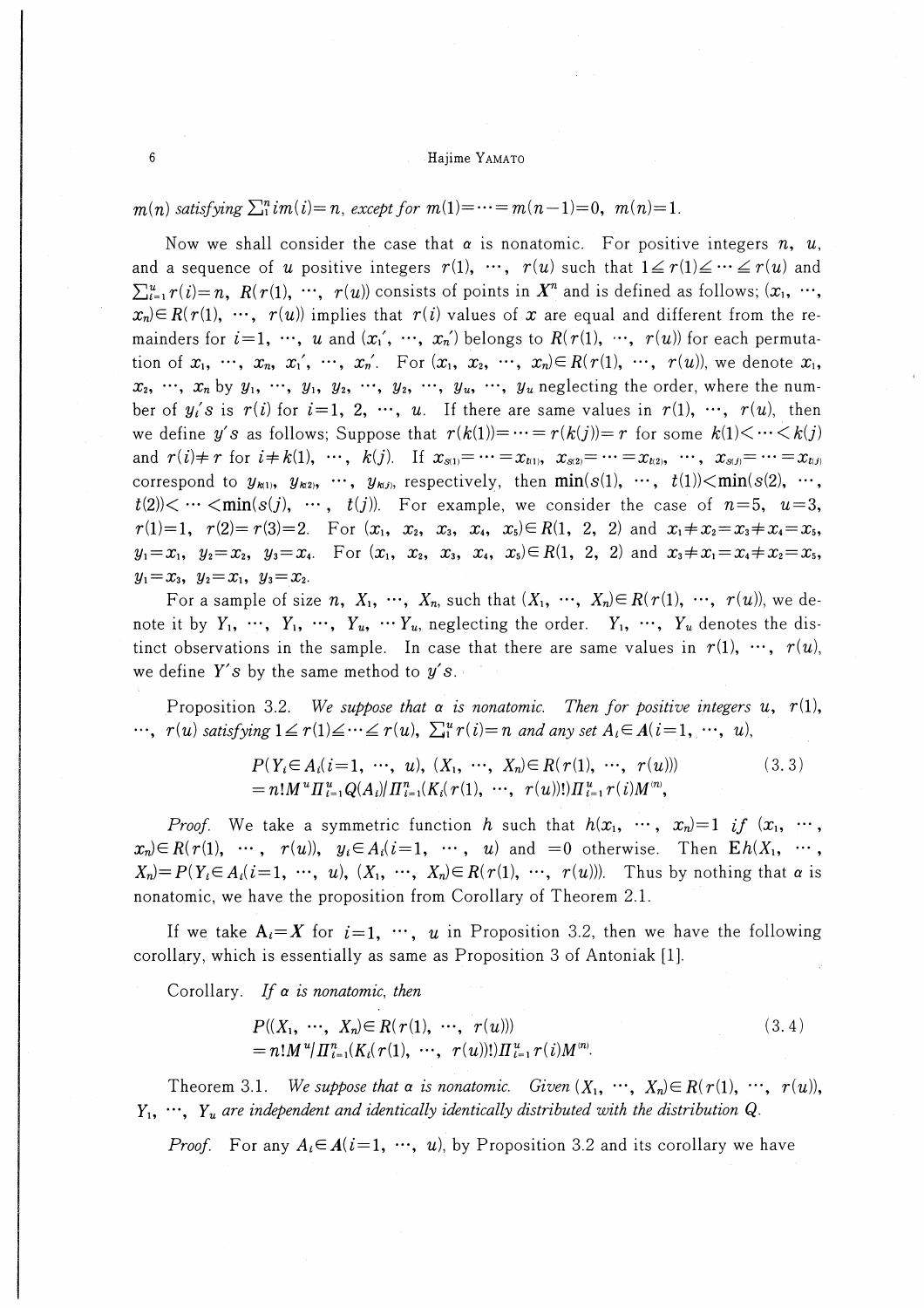$m(n)$ *satisfying* $\sum_1^n im(i)=n$, *except for* $m(1)=\cdots=m(n-1)=0$, $m(n)=1$.

Now we shall consider the case that $\alpha$ is nonatomic. For positive integers $n$, $u$, and a sequence of $u$ positive integers $r(1), \cdots, r(u)$ such that $1 \leqq r(1) \leqq \cdots \leqq r(u)$ and $\sum_{i=1}^u r(i)=n$, $R(r(1), \cdots, r(u))$ consists of points in $\boldsymbol{X}^n$ and is defined as follows; $(x_1, \cdots, x_n) \in R(r(1), \cdots, r(u))$ implies that $r(i)$ values of $x$ are equal and different from the remainders for $i=1, \cdots, u$ and $(x_1', \cdots, x_n')$ belongs to $R(r(1), \cdots, r(u))$ for each permutation of $x_1, \cdots, x_n$, $x_1', \cdots, x_n'$. For $(x_1, x_2, \cdots, x_n) \in R(r(1), \cdots, r(u))$, we denote $x_1, x_2, \cdots, x_n$ by $y_1, \cdots, y_1, y_2, \cdots, y_2, \cdots, y_u, \cdots, y_u$ neglecting the order, where the number of $y_i$'s is $r(i)$ for $i=1, 2, \cdots, u$. If there are same values in $r(1), \cdots, r(u)$, then we define $y$'s as follows; Suppose that $r(k(1))=\cdots=r(k(j))=r$ for some $k(1)<\cdots<k(j)$ and $r(i) \neq r$ for $i \neq k(1), \cdots, k(j)$. If $x_{s(1)}=\cdots=x_{t(1)}$, $x_{s(2)}=\cdots=x_{t(2)}$, $\cdots$, $x_{s(j)}=\cdots=x_{t(j)}$ correspond to $y_{k(1)}, y_{k(2)}, \cdots, y_{k(j)}$, respectively, then $\min(s(1), \cdots, t(1))<\min(s(2), \cdots, t(2))<\cdots<\min(s(j), \cdots, t(j))$. For example, we consider the case of $n=5$, $u=3$, $r(1)=1$, $r(2)=r(3)=2$. For $(x_1, x_2, x_3, x_4, x_5) \in R(1, 2, 2)$ and $x_1 \neq x_2=x_3 \neq x_4=x_5$, $y_1=x_1$, $y_2=x_2$, $y_3=x_4$. For $(x_1, x_2, x_3, x_4, x_5) \in R(1, 2, 2)$ and $x_3 \neq x_1=x_4 \neq x_2=x_5$, $y_1=x_3$, $y_2=x_1$, $y_3=x_2$.

For a sample of size $n$, $X_1, \cdots, X_n$, such that $(X_1, \cdots, X_n) \in R(r(1), \cdots, r(u))$, we denote it by $Y_1, \cdots, Y_1, \cdots, Y_u, \cdots Y_u$, neglecting the order. $Y_1, \cdots, Y_u$ denotes the distinct observations in the sample. In case that there are same values in $r(1), \cdots, r(u)$, we define $Y$'s by the same method to $y$'s.

Proposition 3.2. *We suppose that $\alpha$ is nonatomic. Then for positive integers $u$, $r(1), \cdots, r(u)$ satisfying $1 \leqq r(1) \leqq \cdots \leqq r(u)$, $\sum_1^u r(i)=n$ and any set $A_i \in \boldsymbol{A}(i=1, \cdots, u)$,*

$$
\begin{aligned}
&P(Y_i \in A_i (i=1, \cdots, u), (X_1, \cdots, X_n) \in R(r(1), \cdots, r(u))) \qquad (3.3)\\
&= n! M^u \Pi_{i=1}^u Q(A_i) / \Pi_{i=1}^n (K_i(r(1), \cdots, r(u))!) \Pi_{i=1}^u r(i) M^{(n)},
\end{aligned}
$$

*Proof.* We take a symmetric function $h$ such that $h(x_1, \cdots, x_n)=1$ *if* $(x_1, \cdots, x_n) \in R(r(1), \cdots, r(u))$, $y_i \in A_i (i=1, \cdots, u)$ and $=0$ otherwise. Then $\mathrm{E}h(X_1, \cdots, X_n)=P(Y_i \in A_i (i=1, \cdots, u), (X_1, \cdots, X_n) \in R(r(1), \cdots, r(u)))$. Thus by nothing that $\alpha$ is nonatomic, we have the proposition from Corollary of Theorem 2.1.

If we take $A_i=\boldsymbol{X}$ for $i=1, \cdots, u$ in Proposition 3.2, then we have the following corollary, which is essentially as same as Proposition 3 of Antoniak [1].

Corollary. *If $\alpha$ is nonatomic, then*

$$
\begin{aligned}
&P((X_1, \cdots, X_n) \in R(r(1), \cdots, r(u))) \qquad (3.4)\\
&= n! M^u / \Pi_{i=1}^n (K_i(r(1), \cdots, r(u))!) \Pi_{i=1}^u r(i) M^{(n)}.
\end{aligned}
$$

Theorem 3.1. *We suppose that $\alpha$ is nonatomic. Given $(X_1, \cdots, X_n) \in R(r(1), \cdots, r(u))$, $Y_1, \cdots, Y_u$ are independent and identically identically distributed with the distribution $Q$.*

*Proof.* For any $A_i \in \boldsymbol{A}(i=1, \cdots, u)$, by Proposition 3.2 and its corollary we have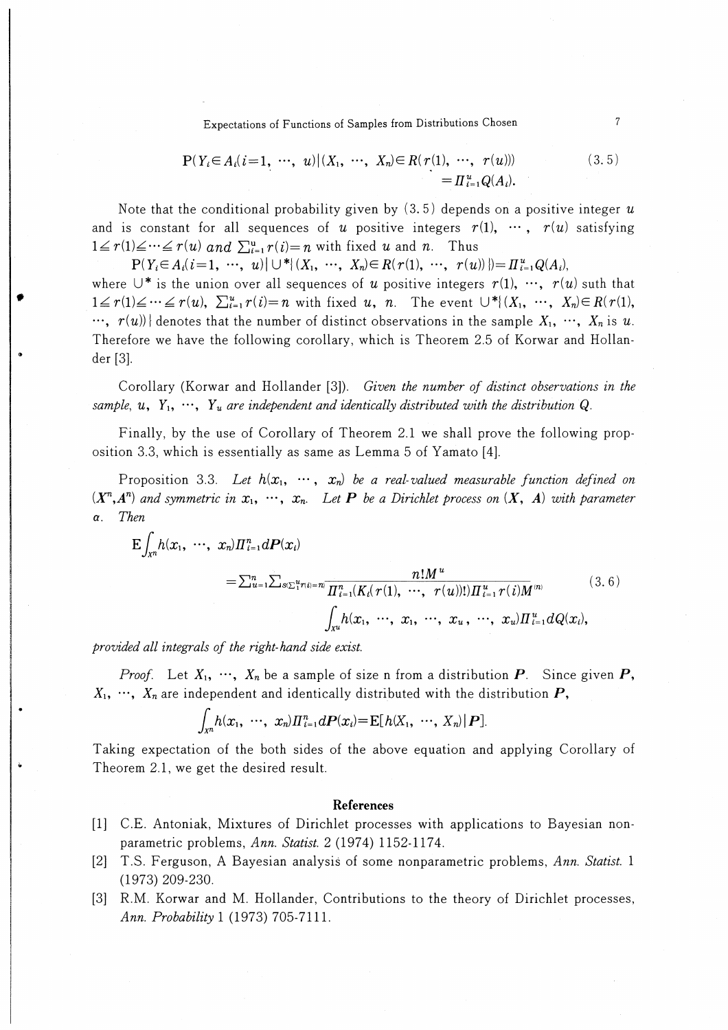$$\mathrm{P}(Y_i \in A_i (i=1, \cdots, u) | (X_1, \cdots, X_n) \in R(r(1), \cdots, r(u))) \\ = \Pi_{i=1}^{u} Q(A_i). \tag{3.5}$$

Note that the conditional probability given by (3.5) depends on a positive integer $u$ and is constant for all sequences of $u$ positive integers $r(1), \cdots, r(u)$ satisfying $1 \leq r(1) \leq \cdots \leq r(u)$ *and* $\sum_{i=1}^{u} r(i) = n$ with fixed $u$ and $n$. Thus

$\mathrm{P}(Y_i \in A_i (i=1, \cdots, u) | \cup^* \{(X_1, \cdots, X_n) \in R(r(1), \cdots, r(u))\}) = \Pi_{i=1}^{u} Q(A_i)$,

where $\cup^*$ is the union over all sequences of $u$ positive integers $r(1), \cdots, r(u)$ suth that $1 \leq r(1) \leq \cdots \leq r(u)$, $\sum_{i=1}^{u} r(i) = n$ with fixed $u$, $n$. The event $\cup^* \{(X_1, \cdots, X_n) \in R(r(1), \cdots, r(u))\}$ denotes that the number of distinct observations in the sample $X_1, \cdots, X_n$ is $u$. Therefore we have the following corollary, which is Theorem 2.5 of Korwar and Hollander [3].

Corollary (Korwar and Hollander [3]). *Given the number of distinct observations in the sample,* $u$, $Y_1, \cdots, Y_u$ *are independent and identically distributed with the distribution* $Q$.

Finally, by the use of Corollary of Theorem 2.1 we shall prove the following proposition 3.3, which is essentially as same as Lemma 5 of Yamato [4].

Proposition 3.3. *Let* $h(x_1, \cdots, x_n)$ *be a real-valued measurable function defined on* $(\boldsymbol{X}^n, \boldsymbol{A}^n)$ *and symmetric in* $x_1, \cdots, x_n$. *Let* $\boldsymbol{P}$ *be a Dirichlet process on* $(\boldsymbol{X}, \boldsymbol{A})$ *with parameter* $\alpha$. *Then*

$$\mathrm{E}\int_{X^n} h(x_1, \cdots, x_n) \Pi_{i=1}^{n} d\boldsymbol{P}(x_i) \\ = \sum_{u=1}^{n} \sum_{S(\sum_1^u r(i)=n)} \frac{n! M^u}{\Pi_{i=1}^{n}(K_i(r(1), \cdots, r(u))!) \Pi_{i=1}^{u} r(i) M^{(n)}} \\ \int_{X^u} h(x_1, \cdots, x_1, \cdots, x_u, \cdots, x_u) \Pi_{i=1}^{u} dQ(x_i), \tag{3.6}$$

*provided all integrals of the right-hand side exist.*

*Proof.* Let $X_1, \cdots, X_n$ be a sample of size n from a distribution $\boldsymbol{P}$. Since given $\boldsymbol{P}$, $X_1, \cdots, X_n$ are independent and identically distributed with the distribution $\boldsymbol{P}$,

$$\int_{X^n} h(x_1, \cdots, x_n) \Pi_{i=1}^{n} d\boldsymbol{P}(x_i) = \mathrm{E}[h(X_1, \cdots, X_n) | \boldsymbol{P}].$$

Taking expectation of the both sides of the above equation and applying Corollary of Theorem 2.1, we get the desired result.

## References

[1] C.E. Antoniak, Mixtures of Dirichlet processes with applications to Bayesian nonparametric problems, *Ann. Statist.* 2 (1974) 1152-1174.

[2] T.S. Ferguson, A Bayesian analysis of some nonparametric problems, *Ann. Statist.* 1 (1973) 209-230.

[3] R.M. Korwar and M. Hollander, Contributions to the theory of Dirichlet processes, *Ann. Probability* 1 (1973) 705-7111.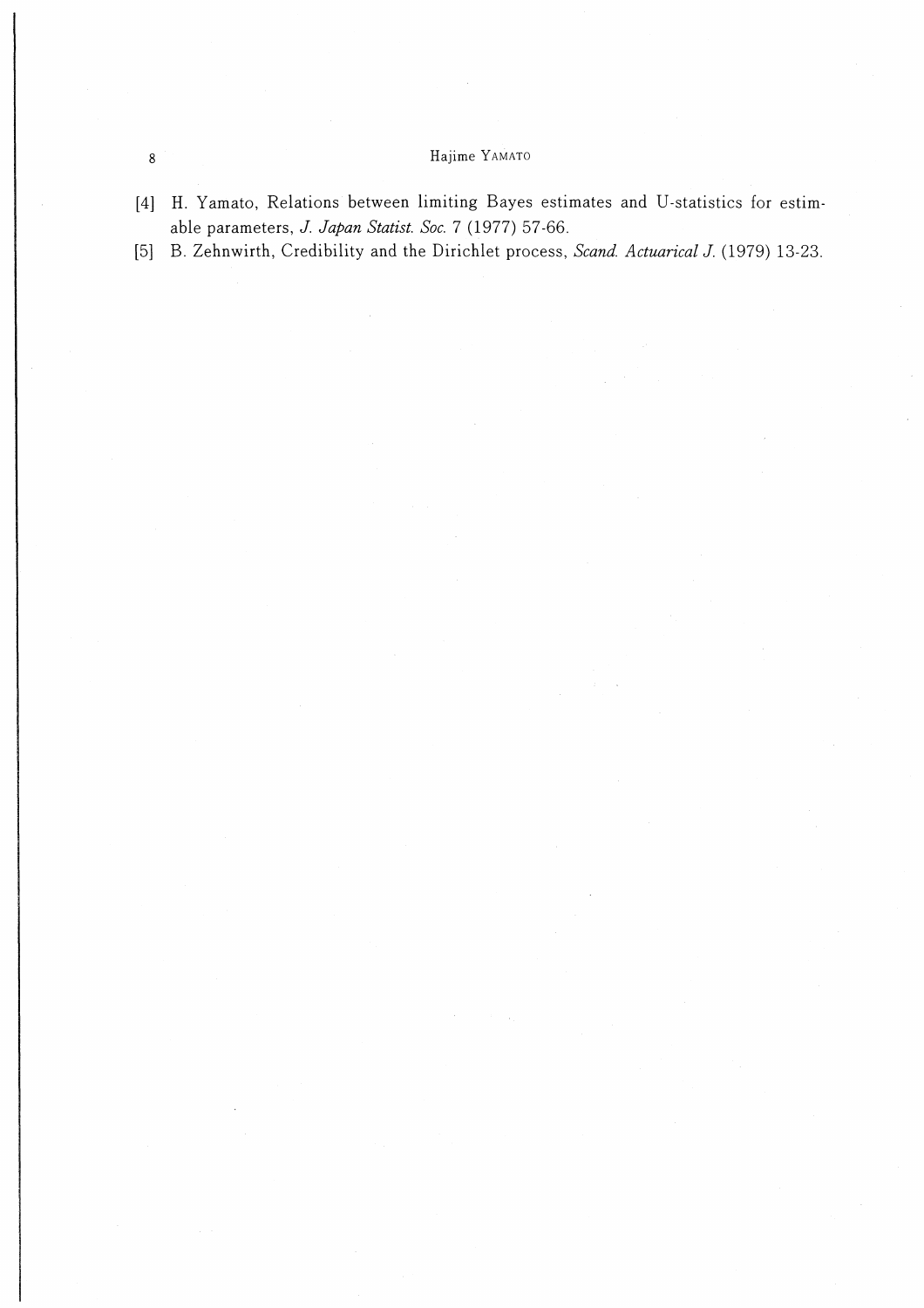[4] H. Yamato, Relations between limiting Bayes estimates and U-statistics for estimable parameters, *J. Japan Statist. Soc.* 7 (1977) 57-66.

[5] B. Zehnwirth, Credibility and the Dirichlet process, *Scand. Actuarical J.* (1979) 13-23.